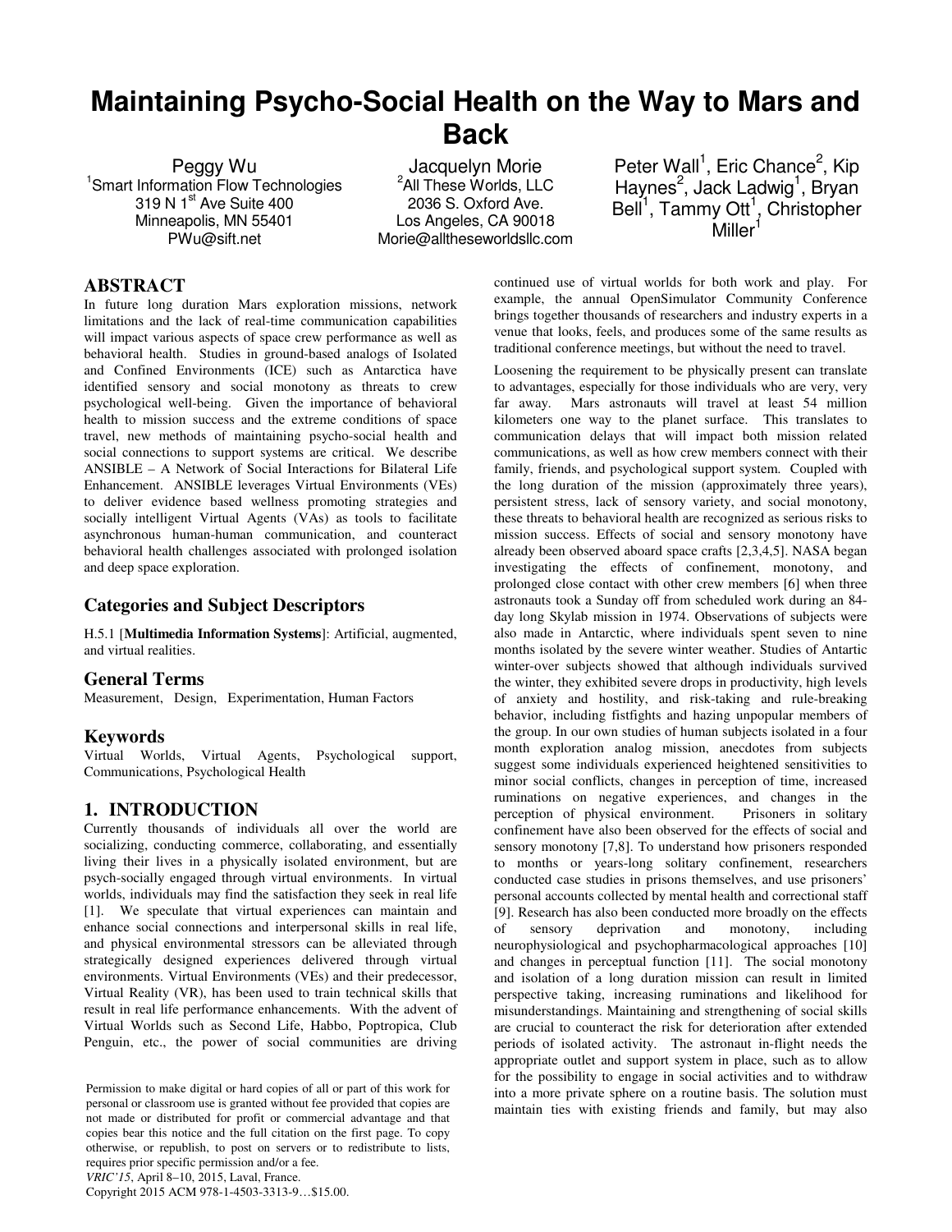# Maintaining Psycho-Social Health on the Way to Mars and Back

Peggy Wu
[1]Smart Information Flow Technologies
319 N 1st Ave Suite 400
Minneapolis, MN 55401
PWu@sift.net

Jacquelyn Morie
[2]All These Worlds, LLC
2036 S. Oxford Ave.
Los Angeles, CA 90018
Morie@alltheseworldsllc.com

Peter Wall[1], Eric Chance[2], Kip Haynes[2], Jack Ladwig[1], Bryan Bell[1], Tammy Ott[1], Christopher Miller[1]

## ABSTRACT

In future long duration Mars exploration missions, network limitations and the lack of real-time communication capabilities will impact various aspects of space crew performance as well as behavioral health. Studies in ground-based analogs of Isolated and Confined Environments (ICE) such as Antarctica have identified sensory and social monotony as threats to crew psychological well-being. Given the importance of behavioral health to mission success and the extreme conditions of space travel, new methods of maintaining psycho-social health and social connections to support systems are critical. We describe ANSIBLE – A Network of Social Interactions for Bilateral Life Enhancement. ANSIBLE leverages Virtual Environments (VEs) to deliver evidence based wellness promoting strategies and socially intelligent Virtual Agents (VAs) as tools to facilitate asynchronous human-human communication, and counteract behavioral health challenges associated with prolonged isolation and deep space exploration.

## Categories and Subject Descriptors

H.5.1 [**Multimedia Information Systems**]: Artificial, augmented, and virtual realities.

## General Terms

Measurement, Design, Experimentation, Human Factors

## Keywords

Virtual Worlds, Virtual Agents, Psychological support, Communications, Psychological Health

## 1. INTRODUCTION

Currently thousands of individuals all over the world are socializing, conducting commerce, collaborating, and essentially living their lives in a physically isolated environment, but are psych-socially engaged through virtual environments. In virtual worlds, individuals may find the satisfaction they seek in real life [1]. We speculate that virtual experiences can maintain and enhance social connections and interpersonal skills in real life, and physical environmental stressors can be alleviated through strategically designed experiences delivered through virtual environments. Virtual Environments (VEs) and their predecessor, Virtual Reality (VR), has been used to train technical skills that result in real life performance enhancements. With the advent of Virtual Worlds such as Second Life, Habbo, Poptropica, Club Penguin, etc., the power of social communities are driving continued use of virtual worlds for both work and play. For example, the annual OpenSimulator Community Conference brings together thousands of researchers and industry experts in a venue that looks, feels, and produces some of the same results as traditional conference meetings, but without the need to travel.

Loosening the requirement to be physically present can translate to advantages, especially for those individuals who are very, very far away. Mars astronauts will travel at least 54 million kilometers one way to the planet surface. This translates to communication delays that will impact both mission related communications, as well as how crew members connect with their family, friends, and psychological support system. Coupled with the long duration of the mission (approximately three years), persistent stress, lack of sensory variety, and social monotony, these threats to behavioral health are recognized as serious risks to mission success. Effects of social and sensory monotony have already been observed aboard space crafts [2,3,4,5]. NASA began investigating the effects of confinement, monotony, and prolonged close contact with other crew members [6] when three astronauts took a Sunday off from scheduled work during an 84-day long Skylab mission in 1974. Observations of subjects were also made in Antarctic, where individuals spent seven to nine months isolated by the severe winter weather. Studies of Antartic winter-over subjects showed that although individuals survived the winter, they exhibited severe drops in productivity, high levels of anxiety and hostility, and risk-taking and rule-breaking behavior, including fistfights and hazing unpopular members of the group. In our own studies of human subjects isolated in a four month exploration analog mission, anecdotes from subjects suggest some individuals experienced heightened sensitivities to minor social conflicts, changes in perception of time, increased ruminations on negative experiences, and changes in the perception of physical environment. Prisoners in solitary confinement have also been observed for the effects of social and sensory monotony [7,8]. To understand how prisoners responded to months or years-long solitary confinement, researchers conducted case studies in prisons themselves, and use prisoners' personal accounts collected by mental health and correctional staff [9]. Research has also been conducted more broadly on the effects of sensory deprivation and monotony, including neurophysiological and psychopharmacological approaches [10] and changes in perceptual function [11]. The social monotony and isolation of a long duration mission can result in limited perspective taking, increasing ruminations and likelihood for misunderstandings. Maintaining and strengthening of social skills are crucial to counteract the risk for deterioration after extended periods of isolated activity. The astronaut in-flight needs the appropriate outlet and support system in place, such as to allow for the possibility to engage in social activities and to withdraw into a more private sphere on a routine basis. The solution must maintain ties with existing friends and family, but may also

Permission to make digital or hard copies of all or part of this work for personal or classroom use is granted without fee provided that copies are not made or distributed for profit or commercial advantage and that copies bear this notice and the full citation on the first page. To copy otherwise, or republish, to post on servers or to redistribute to lists, requires prior specific permission and/or a fee.
*VRIC'15*, April 8–10, 2015, Laval, France.
Copyright 2015 ACM 978-1-4503-3313-9…$15.00.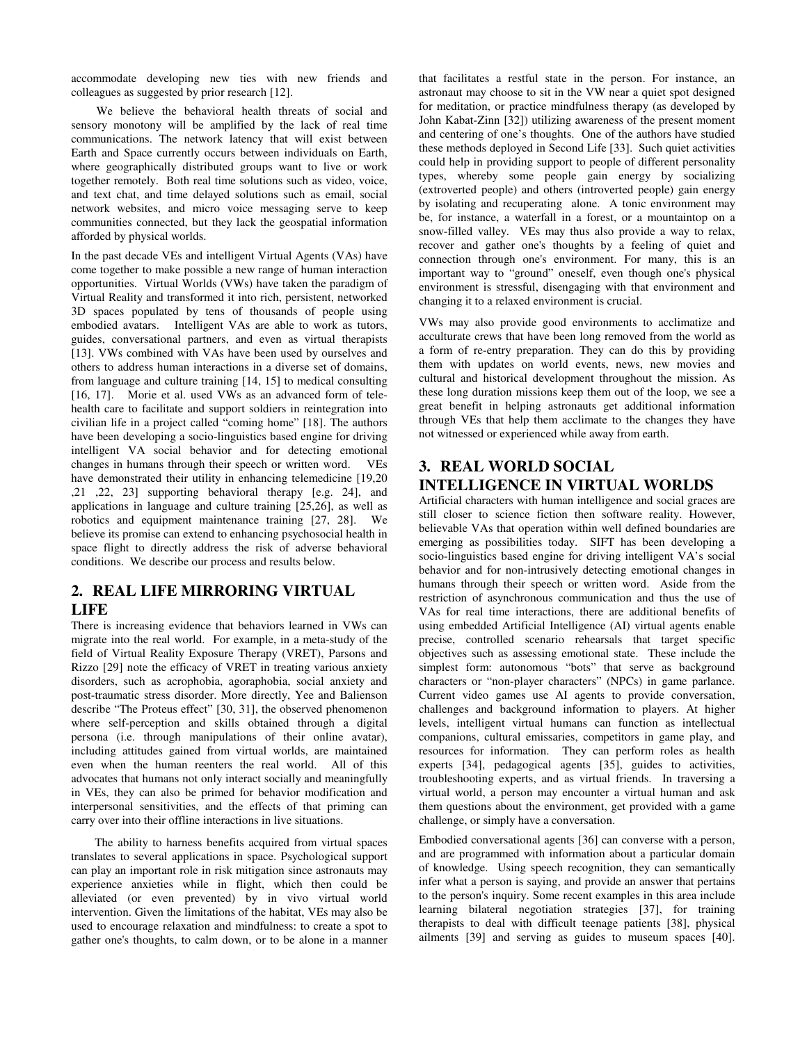accommodate developing new ties with new friends and colleagues as suggested by prior research [12].

We believe the behavioral health threats of social and sensory monotony will be amplified by the lack of real time communications. The network latency that will exist between Earth and Space currently occurs between individuals on Earth, where geographically distributed groups want to live or work together remotely. Both real time solutions such as video, voice, and text chat, and time delayed solutions such as email, social network websites, and micro voice messaging serve to keep communities connected, but they lack the geospatial information afforded by physical worlds.

In the past decade VEs and intelligent Virtual Agents (VAs) have come together to make possible a new range of human interaction opportunities. Virtual Worlds (VWs) have taken the paradigm of Virtual Reality and transformed it into rich, persistent, networked 3D spaces populated by tens of thousands of people using embodied avatars. Intelligent VAs are able to work as tutors, guides, conversational partners, and even as virtual therapists [13]. VWs combined with VAs have been used by ourselves and others to address human interactions in a diverse set of domains, from language and culture training [14, 15] to medical consulting [16, 17]. Morie et al. used VWs as an advanced form of tele-health care to facilitate and support soldiers in reintegration into civilian life in a project called "coming home" [18]. The authors have been developing a socio-linguistics based engine for driving intelligent VA social behavior and for detecting emotional changes in humans through their speech or written word. VEs have demonstrated their utility in enhancing telemedicine [19,20 ,21 ,22, 23] supporting behavioral therapy [e.g. 24], and applications in language and culture training [25,26], as well as robotics and equipment maintenance training [27, 28]. We believe its promise can extend to enhancing psychosocial health in space flight to directly address the risk of adverse behavioral conditions. We describe our process and results below.

## 2. REAL LIFE MIRRORING VIRTUAL LIFE

There is increasing evidence that behaviors learned in VWs can migrate into the real world. For example, in a meta-study of the field of Virtual Reality Exposure Therapy (VRET), Parsons and Rizzo [29] note the efficacy of VRET in treating various anxiety disorders, such as acrophobia, agoraphobia, social anxiety and post-traumatic stress disorder. More directly, Yee and Balienson describe "The Proteus effect" [30, 31], the observed phenomenon where self-perception and skills obtained through a digital persona (i.e. through manipulations of their online avatar), including attitudes gained from virtual worlds, are maintained even when the human reenters the real world. All of this advocates that humans not only interact socially and meaningfully in VEs, they can also be primed for behavior modification and interpersonal sensitivities, and the effects of that priming can carry over into their offline interactions in live situations.

The ability to harness benefits acquired from virtual spaces translates to several applications in space. Psychological support can play an important role in risk mitigation since astronauts may experience anxieties while in flight, which then could be alleviated (or even prevented) by in vivo virtual world intervention. Given the limitations of the habitat, VEs may also be used to encourage relaxation and mindfulness: to create a spot to gather one's thoughts, to calm down, or to be alone in a manner that facilitates a restful state in the person. For instance, an astronaut may choose to sit in the VW near a quiet spot designed for meditation, or practice mindfulness therapy (as developed by John Kabat-Zinn [32]) utilizing awareness of the present moment and centering of one's thoughts. One of the authors have studied these methods deployed in Second Life [33]. Such quiet activities could help in providing support to people of different personality types, whereby some people gain energy by socializing (extroverted people) and others (introverted people) gain energy by isolating and recuperating alone. A tonic environment may be, for instance, a waterfall in a forest, or a mountaintop on a snow-filled valley. VEs may thus also provide a way to relax, recover and gather one's thoughts by a feeling of quiet and connection through one's environment. For many, this is an important way to "ground" oneself, even though one's physical environment is stressful, disengaging with that environment and changing it to a relaxed environment is crucial.

VWs may also provide good environments to acclimatize and acculturate crews that have been long removed from the world as a form of re-entry preparation. They can do this by providing them with updates on world events, news, new movies and cultural and historical development throughout the mission. As these long duration missions keep them out of the loop, we see a great benefit in helping astronauts get additional information through VEs that help them acclimate to the changes they have not witnessed or experienced while away from earth.

## 3. REAL WORLD SOCIAL INTELLIGENCE IN VIRTUAL WORLDS

Artificial characters with human intelligence and social graces are still closer to science fiction then software reality. However, believable VAs that operation within well defined boundaries are emerging as possibilities today. SIFT has been developing a socio-linguistics based engine for driving intelligent VA's social behavior and for non-intrusively detecting emotional changes in humans through their speech or written word. Aside from the restriction of asynchronous communication and thus the use of VAs for real time interactions, there are additional benefits of using embedded Artificial Intelligence (AI) virtual agents enable precise, controlled scenario rehearsals that target specific objectives such as assessing emotional state. These include the simplest form: autonomous "bots" that serve as background characters or "non-player characters" (NPCs) in game parlance. Current video games use AI agents to provide conversation, challenges and background information to players. At higher levels, intelligent virtual humans can function as intellectual companions, cultural emissaries, competitors in game play, and resources for information. They can perform roles as health experts [34], pedagogical agents [35], guides to activities, troubleshooting experts, and as virtual friends. In traversing a virtual world, a person may encounter a virtual human and ask them questions about the environment, get provided with a game challenge, or simply have a conversation.

Embodied conversational agents [36] can converse with a person, and are programmed with information about a particular domain of knowledge. Using speech recognition, they can semantically infer what a person is saying, and provide an answer that pertains to the person's inquiry. Some recent examples in this area include learning bilateral negotiation strategies [37], for training therapists to deal with difficult teenage patients [38], physical ailments [39] and serving as guides to museum spaces [40].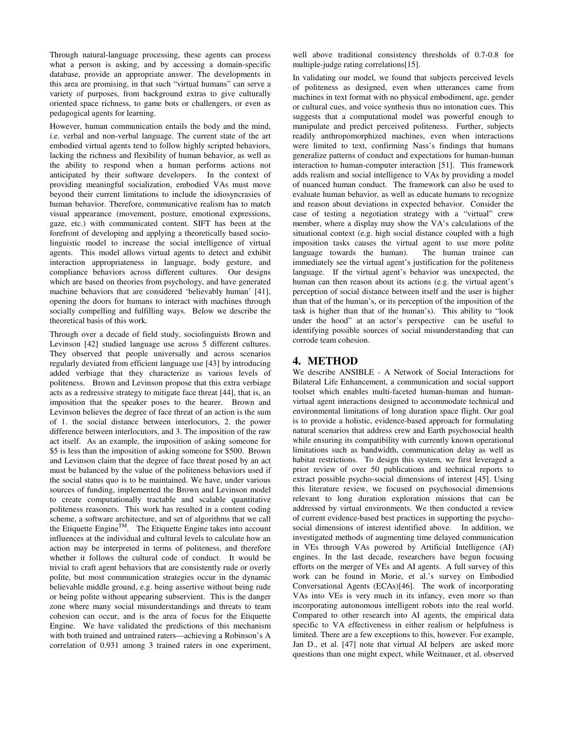Through natural-language processing, these agents can process what a person is asking, and by accessing a domain-specific database, provide an appropriate answer. The developments in this area are promising, in that such "virtual humans" can serve a variety of purposes, from background extras to give culturally oriented space richness, to game bots or challengers, or even as pedagogical agents for learning.

However, human communication entails the body and the mind, i.e. verbal and non-verbal language. The current state of the art embodied virtual agents tend to follow highly scripted behaviors, lacking the richness and flexibility of human behavior, as well as the ability to respond when a human performs actions not anticipated by their software developers. In the context of providing meaningful socialization, embodied VAs must move beyond their current limitations to include the idiosyncrasies of human behavior. Therefore, communicative realism has to match visual appearance (movement, posture, emotional expressions, gaze, etc.) with communicated content. SIFT has been at the forefront of developing and applying a theoretically based socio-linguistic model to increase the social intelligence of virtual agents. This model allows virtual agents to detect and exhibit interaction appropriateness in language, body gesture, and compliance behaviors across different cultures. Our designs which are based on theories from psychology, and have generated machine behaviors that are considered 'believably human' [41], opening the doors for humans to interact with machines through socially compelling and fulfilling ways. Below we describe the theoretical basis of this work.

Through over a decade of field study, sociolinguists Brown and Levinson [42] studied language use across 5 different cultures. They observed that people universally and across scenarios regularly deviated from efficient language use [43] by introducing added verbiage that they characterize as various levels of politeness. Brown and Levinson propose that this extra verbiage acts as a redressive strategy to mitigate face threat [44], that is, an imposition that the speaker poses to the hearer. Brown and Levinson believes the degree of face threat of an action is the sum of 1. the social distance between interlocutors, 2. the power difference between interlocutors, and 3. The imposition of the raw act itself. As an example, the imposition of asking someone for $5 is less than the imposition of asking someone for $500. Brown and Levinson claim that the degree of face threat posed by an act must be balanced by the value of the politeness behaviors used if the social status quo is to be maintained. We have, under various sources of funding, implemented the Brown and Levinson model to create computationally tractable and scalable quantitative politeness reasoners. This work has resulted in a content coding scheme, a software architecture, and set of algorithms that we call the Etiquette Engine™. The Etiquette Engine takes into account influences at the individual and cultural levels to calculate how an action may be interpreted in terms of politeness, and therefore whether it follows the cultural code of conduct. It would be trivial to craft agent behaviors that are consistently rude or overly polite, but most communication strategies occur in the dynamic believable middle ground, e.g. being assertive without being rude or being polite without appearing subservient. This is the danger zone where many social misunderstandings and threats to team cohesion can occur, and is the area of focus for the Etiquette Engine. We have validated the predictions of this mechanism with both trained and untrained raters—achieving a Robinson's A correlation of 0.931 among 3 trained raters in one experiment, well above traditional consistency thresholds of 0.7-0.8 for multiple-judge rating correlations[15].

In validating our model, we found that subjects perceived levels of politeness as designed, even when utterances came from machines in text format with no physical embodiment, age, gender or cultural cues, and voice synthesis thus no intonation cues. This suggests that a computational model was powerful enough to manipulate and predict perceived politeness. Further, subjects readily anthropomorphized machines, even when interactions were limited to text, confirming Nass's findings that humans generalize patterns of conduct and expectations for human-human interaction to human-computer interaction [51]. This framework adds realism and social intelligence to VAs by providing a model of nuanced human conduct. The framework can also be used to evaluate human behavior, as well as educate humans to recognize and reason about deviations in expected behavior. Consider the case of testing a negotiation strategy with a "virtual" crew member, where a display may show the VA's calculations of the situational context (e.g. high social distance coupled with a high imposition tasks causes the virtual agent to use more polite language towards the human). The human trainee can immediately see the virtual agent's justification for the politeness language. If the virtual agent's behavior was unexpected, the human can then reason about its actions (e.g. the virtual agent's perception of social distance between itself and the user is higher than that of the human's, or its perception of the imposition of the task is higher than that of the human's). This ability to "look under the hood" at an actor's perspective can be useful to identifying possible sources of social misunderstanding that can corrode team cohesion.

## 4. METHOD

We describe ANSIBLE - A Network of Social Interactions for Bilateral Life Enhancement, a communication and social support toolset which enables multi-faceted human-human and human-virtual agent interactions designed to accommodate technical and environmental limitations of long duration space flight. Our goal is to provide a holistic, evidence-based approach for formulating natural scenarios that address crew and Earth psychosocial health while ensuring its compatibility with currently known operational limitations such as bandwidth, communication delay as well as habitat restrictions. To design this system, we first leveraged a prior review of over 50 publications and technical reports to extract possible psycho-social dimensions of interest [45]. Using this literature review, we focused on psychosocial dimensions relevant to long duration exploration missions that can be addressed by virtual environments. We then conducted a review of current evidence-based best practices in supporting the psycho-social dimensions of interest identified above. In addition, we investigated methods of augmenting time delayed communication in VEs through VAs powered by Artificial Intelligence (AI) engines. In the last decade, researchers have begun focusing efforts on the merger of VEs and AI agents. A full survey of this work can be found in Morie, et al.'s survey on Embodied Conversational Agents (ECAs)[46]. The work of incorporating VAs into VEs is very much in its infancy, even more so than incorporating autonomous intelligent robots into the real world. Compared to other research into AI agents, the empirical data specific to VA effectiveness in either realism or helpfulness is limited. There are a few exceptions to this, however. For example, Jan D., et al. [47] note that virtual AI helpers are asked more questions than one might expect, while Weitnauer, et al. observed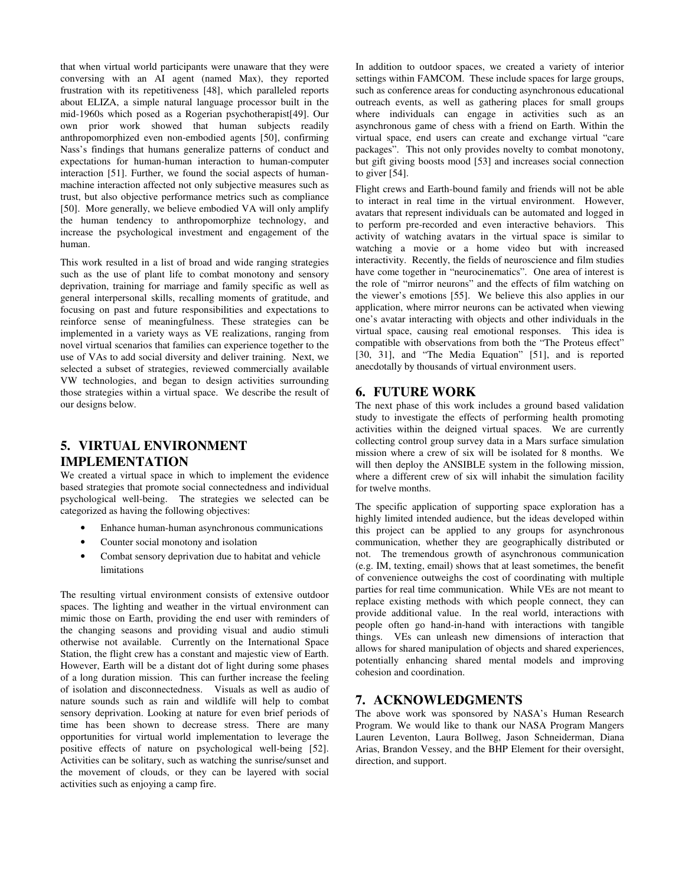that when virtual world participants were unaware that they were conversing with an AI agent (named Max), they reported frustration with its repetitiveness [48], which paralleled reports about ELIZA, a simple natural language processor built in the mid-1960s which posed as a Rogerian psychotherapist[49]. Our own prior work showed that human subjects readily anthropomorphized even non-embodied agents [50], confirming Nass's findings that humans generalize patterns of conduct and expectations for human-human interaction to human-computer interaction [51]. Further, we found the social aspects of human-machine interaction affected not only subjective measures such as trust, but also objective performance metrics such as compliance [50]. More generally, we believe embodied VA will only amplify the human tendency to anthropomorphize technology, and increase the psychological investment and engagement of the human.

This work resulted in a list of broad and wide ranging strategies such as the use of plant life to combat monotony and sensory deprivation, training for marriage and family specific as well as general interpersonal skills, recalling moments of gratitude, and focusing on past and future responsibilities and expectations to reinforce sense of meaningfulness. These strategies can be implemented in a variety ways as VE realizations, ranging from novel virtual scenarios that families can experience together to the use of VAs to add social diversity and deliver training. Next, we selected a subset of strategies, reviewed commercially available VW technologies, and began to design activities surrounding those strategies within a virtual space. We describe the result of our designs below.

## 5. VIRTUAL ENVIRONMENT IMPLEMENTATION

We created a virtual space in which to implement the evidence based strategies that promote social connectedness and individual psychological well-being. The strategies we selected can be categorized as having the following objectives:

- Enhance human-human asynchronous communications
- Counter social monotony and isolation
- Combat sensory deprivation due to habitat and vehicle limitations

The resulting virtual environment consists of extensive outdoor spaces. The lighting and weather in the virtual environment can mimic those on Earth, providing the end user with reminders of the changing seasons and providing visual and audio stimuli otherwise not available. Currently on the International Space Station, the flight crew has a constant and majestic view of Earth. However, Earth will be a distant dot of light during some phases of a long duration mission. This can further increase the feeling of isolation and disconnectedness. Visuals as well as audio of nature sounds such as rain and wildlife will help to combat sensory deprivation. Looking at nature for even brief periods of time has been shown to decrease stress. There are many opportunities for virtual world implementation to leverage the positive effects of nature on psychological well-being [52]. Activities can be solitary, such as watching the sunrise/sunset and the movement of clouds, or they can be layered with social activities such as enjoying a camp fire.

In addition to outdoor spaces, we created a variety of interior settings within FAMCOM. These include spaces for large groups, such as conference areas for conducting asynchronous educational outreach events, as well as gathering places for small groups where individuals can engage in activities such as an asynchronous game of chess with a friend on Earth. Within the virtual space, end users can create and exchange virtual "care packages". This not only provides novelty to combat monotony, but gift giving boosts mood [53] and increases social connection to giver [54].

Flight crews and Earth-bound family and friends will not be able to interact in real time in the virtual environment. However, avatars that represent individuals can be automated and logged in to perform pre-recorded and even interactive behaviors. This activity of watching avatars in the virtual space is similar to watching a movie or a home video but with increased interactivity. Recently, the fields of neuroscience and film studies have come together in "neurocinematics". One area of interest is the role of "mirror neurons" and the effects of film watching on the viewer's emotions [55]. We believe this also applies in our application, where mirror neurons can be activated when viewing one's avatar interacting with objects and other individuals in the virtual space, causing real emotional responses. This idea is compatible with observations from both the "The Proteus effect" [30, 31], and "The Media Equation" [51], and is reported anecdotally by thousands of virtual environment users.

## 6. FUTURE WORK

The next phase of this work includes a ground based validation study to investigate the effects of performing health promoting activities within the deigned virtual spaces. We are currently collecting control group survey data in a Mars surface simulation mission where a crew of six will be isolated for 8 months. We will then deploy the ANSIBLE system in the following mission, where a different crew of six will inhabit the simulation facility for twelve months.

The specific application of supporting space exploration has a highly limited intended audience, but the ideas developed within this project can be applied to any groups for asynchronous communication, whether they are geographically distributed or not. The tremendous growth of asynchronous communication (e.g. IM, texting, email) shows that at least sometimes, the benefit of convenience outweighs the cost of coordinating with multiple parties for real time communication. While VEs are not meant to replace existing methods with which people connect, they can provide additional value. In the real world, interactions with people often go hand-in-hand with interactions with tangible things. VEs can unleash new dimensions of interaction that allows for shared manipulation of objects and shared experiences, potentially enhancing shared mental models and improving cohesion and coordination.

## 7. ACKNOWLEDGMENTS

The above work was sponsored by NASA's Human Research Program. We would like to thank our NASA Program Mangers Lauren Leventon, Laura Bollweg, Jason Schneiderman, Diana Arias, Brandon Vessey, and the BHP Element for their oversight, direction, and support.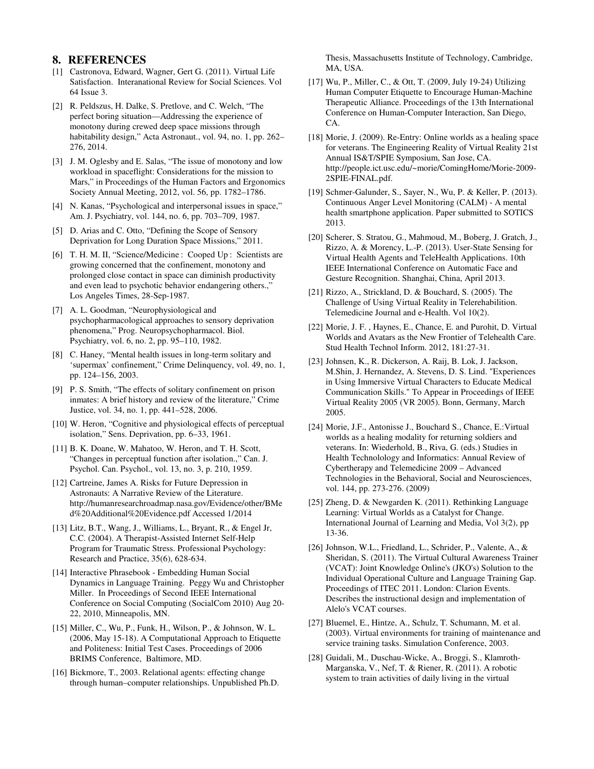## 8. REFERENCES

[1] Castronova, Edward, Wagner, Gert G. (2011). Virtual Life Satisfaction. Interanational Review for Social Sciences. Vol 64 Issue 3.

[2] R. Peldszus, H. Dalke, S. Pretlove, and C. Welch, "The perfect boring situation—Addressing the experience of monotony during crewed deep space missions through habitability design," Acta Astronaut., vol. 94, no. 1, pp. 262–276, 2014.

[3] J. M. Oglesby and E. Salas, "The issue of monotony and low workload in spaceflight: Considerations for the mission to Mars," in Proceedings of the Human Factors and Ergonomics Society Annual Meeting, 2012, vol. 56, pp. 1782–1786.

[4] N. Kanas, "Psychological and interpersonal issues in space," Am. J. Psychiatry, vol. 144, no. 6, pp. 703–709, 1987.

[5] D. Arias and C. Otto, "Defining the Scope of Sensory Deprivation for Long Duration Space Missions," 2011.

[6] T. H. M. II, "Science/Medicine : Cooped Up : Scientists are growing concerned that the confinement, monotony and prolonged close contact in space can diminish productivity and even lead to psychotic behavior endangering others.," Los Angeles Times, 28-Sep-1987.

[7] A. L. Goodman, "Neurophysiological and psychopharmacological approaches to sensory deprivation phenomena," Prog. Neuropsychopharmacol. Biol. Psychiatry, vol. 6, no. 2, pp. 95–110, 1982.

[8] C. Haney, "Mental health issues in long-term solitary and 'supermax' confinement," Crime Delinquency, vol. 49, no. 1, pp. 124–156, 2003.

[9] P. S. Smith, "The effects of solitary confinement on prison inmates: A brief history and review of the literature," Crime Justice, vol. 34, no. 1, pp. 441–528, 2006.

[10] W. Heron, "Cognitive and physiological effects of perceptual isolation," Sens. Deprivation, pp. 6–33, 1961.

[11] B. K. Doane, W. Mahatoo, W. Heron, and T. H. Scott, "Changes in perceptual function after isolation.," Can. J. Psychol. Can. Psychol., vol. 13, no. 3, p. 210, 1959.

[12] Cartreine, James A. Risks for Future Depression in Astronauts: A Narrative Review of the Literature. http://humanresearchroadmap.nasa.gov/Evidence/other/BMed%20Additional%20Evidence.pdf Accessed 1/2014

[13] Litz, B.T., Wang, J., Williams, L., Bryant, R., & Engel Jr, C.C. (2004). A Therapist-Assisted Internet Self-Help Program for Traumatic Stress. Professional Psychology: Research and Practice, 35(6), 628-634.

[14] Interactive Phrasebook - Embedding Human Social Dynamics in Language Training. Peggy Wu and Christopher Miller. In Proceedings of Second IEEE International Conference on Social Computing (SocialCom 2010) Aug 20-22, 2010, Minneapolis, MN.

[15] Miller, C., Wu, P., Funk, H., Wilson, P., & Johnson, W. L. (2006, May 15-18). A Computational Approach to Etiquette and Politeness: Initial Test Cases. Proceedings of 2006 BRIMS Conference, Baltimore, MD.

[16] Bickmore, T., 2003. Relational agents: effecting change through human–computer relationships. Unpublished Ph.D. Thesis, Massachusetts Institute of Technology, Cambridge, MA, USA.

[17] Wu, P., Miller, C., & Ott, T. (2009, July 19-24) Utilizing Human Computer Etiquette to Encourage Human-Machine Therapeutic Alliance. Proceedings of the 13th International Conference on Human-Computer Interaction, San Diego, CA.

[18] Morie, J. (2009). Re-Entry: Online worlds as a healing space for veterans. The Engineering Reality of Virtual Reality 21st Annual IS&T/SPIE Symposium, San Jose, CA. http://people.ict.usc.edu/~morie/ComingHome/Morie-2009-2SPIE-FINAL.pdf.

[19] Schmer-Galunder, S., Sayer, N., Wu, P. & Keller, P. (2013). Continuous Anger Level Monitoring (CALM) - A mental health smartphone application. Paper submitted to SOTICS 2013.

[20] Scherer, S. Stratou, G., Mahmoud, M., Boberg, J. Gratch, J., Rizzo, A. & Morency, L.-P. (2013). User-State Sensing for Virtual Health Agents and TeleHealth Applications. 10th IEEE International Conference on Automatic Face and Gesture Recognition. Shanghai, China, April 2013.

[21] Rizzo, A., Strickland, D. & Bouchard, S. (2005). The Challenge of Using Virtual Reality in Telerehabilition. Telemedicine Journal and e-Health. Vol 10(2).

[22] Morie, J. F. , Haynes, E., Chance, E. and Purohit, D. Virtual Worlds and Avatars as the New Frontier of Telehealth Care. Stud Health Technol Inform. 2012, 181:27-31.

[23] Johnsen, K., R. Dickerson, A. Raij, B. Lok, J. Jackson, M.Shin, J. Hernandez, A. Stevens, D. S. Lind. "Experiences in Using Immersive Virtual Characters to Educate Medical Communication Skills." To Appear in Proceedings of IEEE Virtual Reality 2005 (VR 2005). Bonn, Germany, March 2005.

[24] Morie, J.F., Antonisse J., Bouchard S., Chance, E.:Virtual worlds as a healing modality for returning soldiers and veterans. In: Wiederhold, B., Riva, G. (eds.) Studies in Health Technolology and Informatics: Annual Review of Cybertherapy and Telemedicine 2009 – Advanced Technologies in the Behavioral, Social and Neurosciences, vol. 144, pp. 273-276. (2009)

[25] Zheng, D. & Newgarden K. (2011). Rethinking Language Learning: Virtual Worlds as a Catalyst for Change. International Journal of Learning and Media, Vol 3(2), pp 13-36.

[26] Johnson, W.L., Friedland, L., Schrider, P., Valente, A., & Sheridan, S. (2011). The Virtual Cultural Awareness Trainer (VCAT): Joint Knowledge Online's (JKO's) Solution to the Individual Operational Culture and Language Training Gap. Proceedings of ITEC 2011. London: Clarion Events. Describes the instructional design and implementation of Alelo's VCAT courses.

[27] Bluemel, E., Hintze, A., Schulz, T. Schumann, M. et al. (2003). Virtual environments for training of maintenance and service training tasks. Simulation Conference, 2003.

[28] Guidali, M., Duschau-Wicke, A., Broggi, S., Klamroth-Marganska, V., Nef, T. & Riener, R. (2011). A robotic system to train activities of daily living in the virtual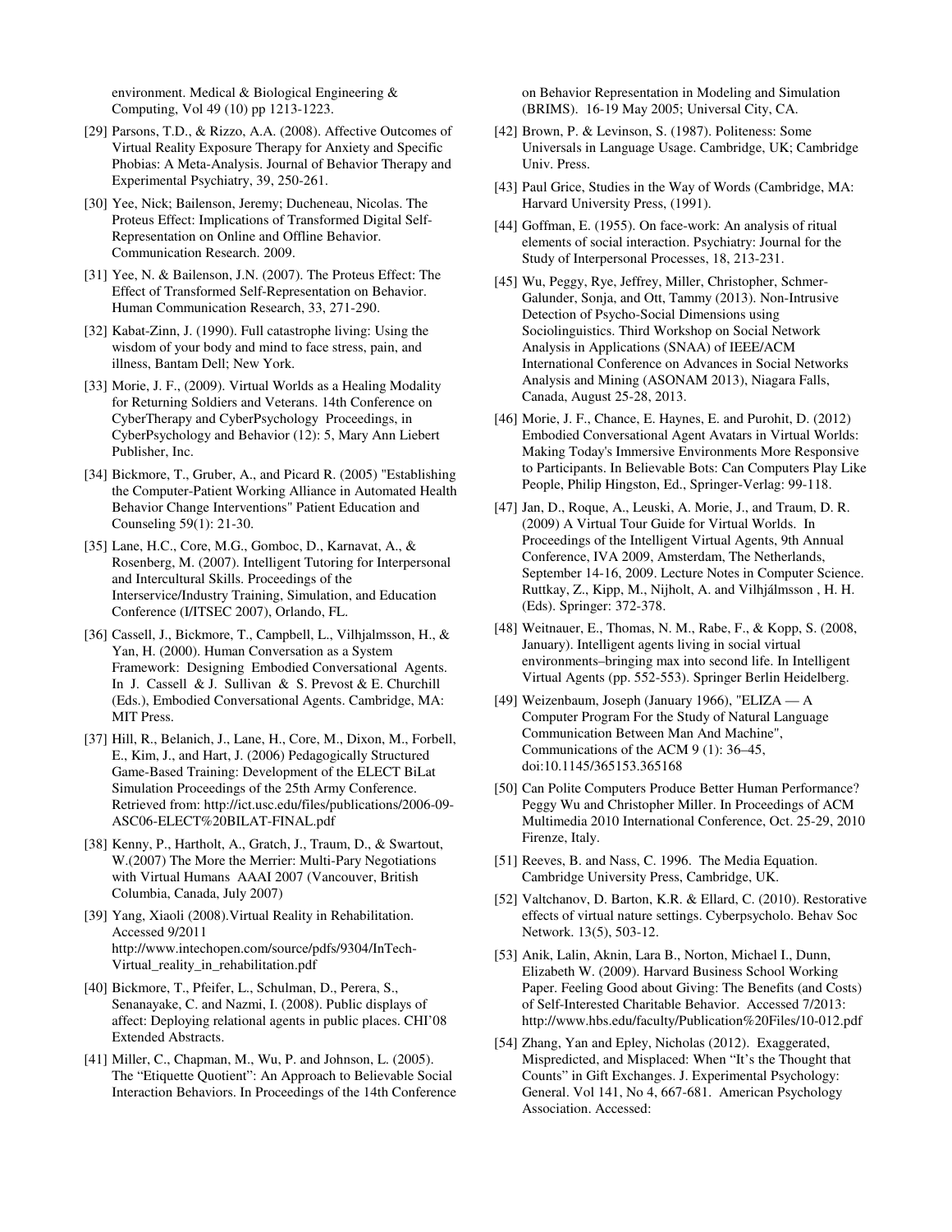environment. Medical & Biological Engineering & Computing, Vol 49 (10) pp 1213-1223.

[29] Parsons, T.D., & Rizzo, A.A. (2008). Affective Outcomes of Virtual Reality Exposure Therapy for Anxiety and Specific Phobias: A Meta-Analysis. Journal of Behavior Therapy and Experimental Psychiatry, 39, 250-261.

[30] Yee, Nick; Bailenson, Jeremy; Ducheneau, Nicolas. The Proteus Effect: Implications of Transformed Digital Self-Representation on Online and Offline Behavior. Communication Research. 2009.

[31] Yee, N. & Bailenson, J.N. (2007). The Proteus Effect: The Effect of Transformed Self-Representation on Behavior. Human Communication Research, 33, 271-290.

[32] Kabat-Zinn, J. (1990). Full catastrophe living: Using the wisdom of your body and mind to face stress, pain, and illness, Bantam Dell; New York.

[33] Morie, J. F., (2009). Virtual Worlds as a Healing Modality for Returning Soldiers and Veterans. 14th Conference on CyberTherapy and CyberPsychology Proceedings, in CyberPsychology and Behavior (12): 5, Mary Ann Liebert Publisher, Inc.

[34] Bickmore, T., Gruber, A., and Picard R. (2005) "Establishing the Computer-Patient Working Alliance in Automated Health Behavior Change Interventions" Patient Education and Counseling 59(1): 21-30.

[35] Lane, H.C., Core, M.G., Gomboc, D., Karnavat, A., & Rosenberg, M. (2007). Intelligent Tutoring for Interpersonal and Intercultural Skills. Proceedings of the Interservice/Industry Training, Simulation, and Education Conference (I/ITSEC 2007), Orlando, FL.

[36] Cassell, J., Bickmore, T., Campbell, L., Vilhjalmsson, H., & Yan, H. (2000). Human Conversation as a System Framework: Designing Embodied Conversational Agents. In J. Cassell & J. Sullivan & S. Prevost & E. Churchill (Eds.), Embodied Conversational Agents. Cambridge, MA: MIT Press.

[37] Hill, R., Belanich, J., Lane, H., Core, M., Dixon, M., Forbell, E., Kim, J., and Hart, J. (2006) Pedagogically Structured Game-Based Training: Development of the ELECT BiLat Simulation Proceedings of the 25th Army Conference. Retrieved from: http://ict.usc.edu/files/publications/2006-09-ASC06-ELECT%20BILAT-FINAL.pdf

[38] Kenny, P., Hartholt, A., Gratch, J., Traum, D., & Swartout, W.(2007) The More the Merrier: Multi-Pary Negotiations with Virtual Humans AAAI 2007 (Vancouver, British Columbia, Canada, July 2007)

[39] Yang, Xiaoli (2008).Virtual Reality in Rehabilitation. Accessed 9/2011 http://www.intechopen.com/source/pdfs/9304/InTech-Virtual_reality_in_rehabilitation.pdf

[40] Bickmore, T., Pfeifer, L., Schulman, D., Perera, S., Senanayake, C. and Nazmi, I. (2008). Public displays of affect: Deploying relational agents in public places. CHI'08 Extended Abstracts.

[41] Miller, C., Chapman, M., Wu, P. and Johnson, L. (2005). The "Etiquette Quotient": An Approach to Believable Social Interaction Behaviors. In Proceedings of the 14th Conference on Behavior Representation in Modeling and Simulation (BRIMS). 16-19 May 2005; Universal City, CA.

[42] Brown, P. & Levinson, S. (1987). Politeness: Some Universals in Language Usage. Cambridge, UK; Cambridge Univ. Press.

[43] Paul Grice, Studies in the Way of Words (Cambridge, MA: Harvard University Press, (1991).

[44] Goffman, E. (1955). On face-work: An analysis of ritual elements of social interaction. Psychiatry: Journal for the Study of Interpersonal Processes, 18, 213-231.

[45] Wu, Peggy, Rye, Jeffrey, Miller, Christopher, Schmer-Galunder, Sonja, and Ott, Tammy (2013). Non-Intrusive Detection of Psycho-Social Dimensions using Sociolinguistics. Third Workshop on Social Network Analysis in Applications (SNAA) of IEEE/ACM International Conference on Advances in Social Networks Analysis and Mining (ASONAM 2013), Niagara Falls, Canada, August 25-28, 2013.

[46] Morie, J. F., Chance, E. Haynes, E. and Purohit, D. (2012) Embodied Conversational Agent Avatars in Virtual Worlds: Making Today's Immersive Environments More Responsive to Participants. In Believable Bots: Can Computers Play Like People, Philip Hingston, Ed., Springer-Verlag: 99-118.

[47] Jan, D., Roque, A., Leuski, A. Morie, J., and Traum, D. R. (2009) A Virtual Tour Guide for Virtual Worlds. In Proceedings of the Intelligent Virtual Agents, 9th Annual Conference, IVA 2009, Amsterdam, The Netherlands, September 14-16, 2009. Lecture Notes in Computer Science. Ruttkay, Z., Kipp, M., Nijholt, A. and Vilhjálmsson , H. H. (Eds). Springer: 372-378.

[48] Weitnauer, E., Thomas, N. M., Rabe, F., & Kopp, S. (2008, January). Intelligent agents living in social virtual environments–bringing max into second life. In Intelligent Virtual Agents (pp. 552-553). Springer Berlin Heidelberg.

[49] Weizenbaum, Joseph (January 1966), "ELIZA — A Computer Program For the Study of Natural Language Communication Between Man And Machine", Communications of the ACM 9 (1): 36–45, doi:10.1145/365153.365168

[50] Can Polite Computers Produce Better Human Performance? Peggy Wu and Christopher Miller. In Proceedings of ACM Multimedia 2010 International Conference, Oct. 25-29, 2010 Firenze, Italy.

[51] Reeves, B. and Nass, C. 1996. The Media Equation. Cambridge University Press, Cambridge, UK.

[52] Valtchanov, D. Barton, K.R. & Ellard, C. (2010). Restorative effects of virtual nature settings. Cyberpsycholo. Behav Soc Network. 13(5), 503-12.

[53] Anik, Lalin, Aknin, Lara B., Norton, Michael I., Dunn, Elizabeth W. (2009). Harvard Business School Working Paper. Feeling Good about Giving: The Benefits (and Costs) of Self-Interested Charitable Behavior. Accessed 7/2013: http://www.hbs.edu/faculty/Publication%20Files/10-012.pdf

[54] Zhang, Yan and Epley, Nicholas (2012). Exaggerated, Mispredicted, and Misplaced: When "It's the Thought that Counts" in Gift Exchanges. J. Experimental Psychology: General. Vol 141, No 4, 667-681. American Psychology Association. Accessed: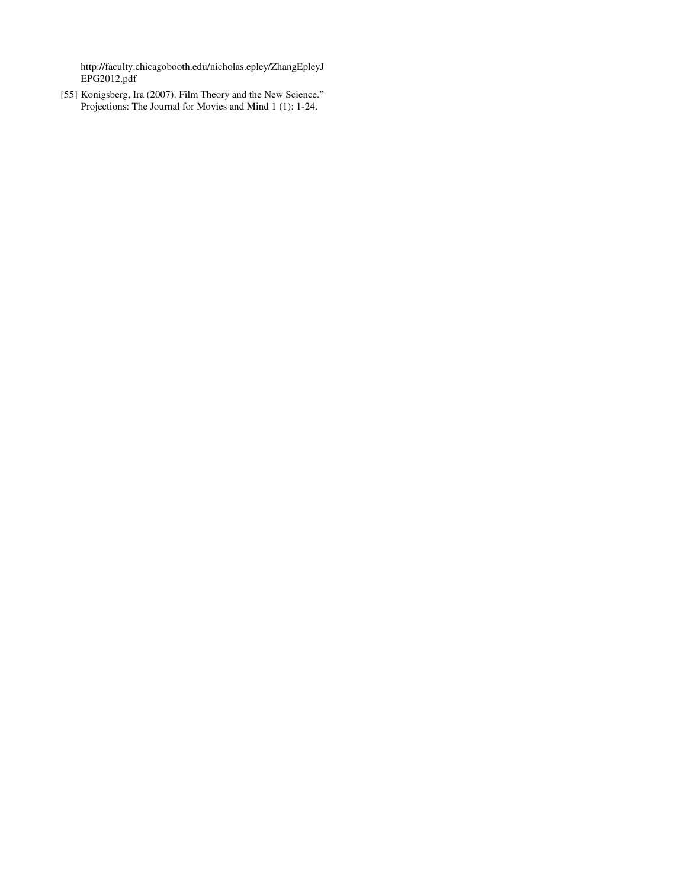http://faculty.chicagobooth.edu/nicholas.epley/ZhangEpleyJEPG2012.pdf

[55] Konigsberg, Ira (2007). Film Theory and the New Science." Projections: The Journal for Movies and Mind 1 (1): 1-24.